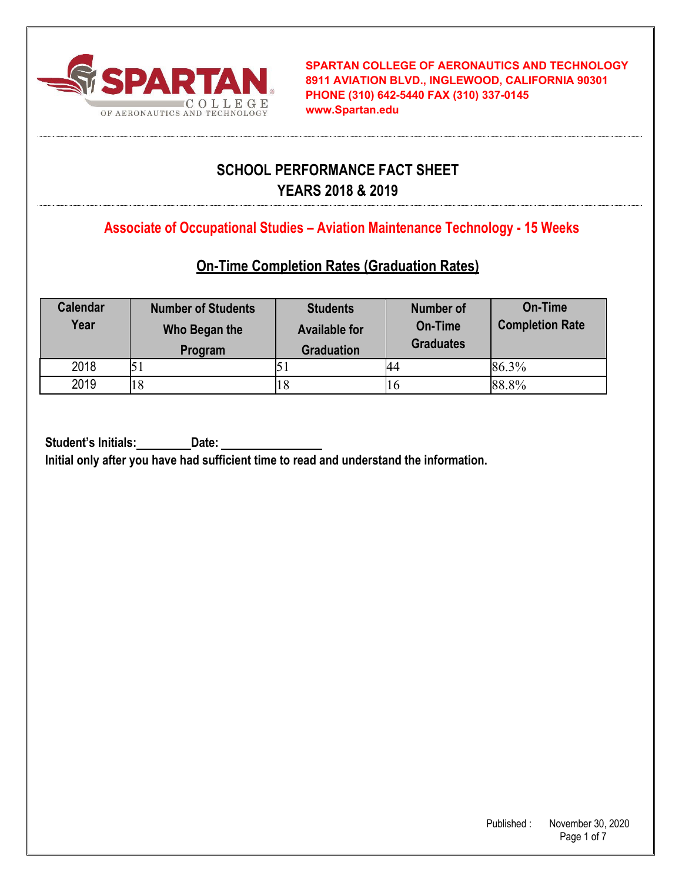**SPARTAN COLLEGE OF AERONAUTICS AND TECHNOLOGY**
**8911 AVIATION BLVD., INGLEWOOD, CALIFORNIA 90301**
**PHONE (310) 642-5440 FAX (310) 337-0145**
**www.Spartan.edu**

# SCHOOL PERFORMANCE FACT SHEET
# YEARS 2018 & 2019

## Associate of Occupational Studies – Aviation Maintenance Technology - 15 Weeks

### On-Time Completion Rates (Graduation Rates)

| Calendar Year | Number of Students Who Began the Program | Students Available for Graduation | Number of On-Time Graduates | On-Time Completion Rate |
|---|---|---|---|---|
| 2018 | 51 | 51 | 44 | 86.3% |
| 2019 | 18 | 18 | 16 | 88.8% |

**Student's Initials:\_\_\_\_\_\_\_\_\_\_ Date: \_\_\_\_\_\_\_\_\_\_\_\_\_\_\_\_\_\_**
**Initial only after you have had sufficient time to read and understand the information.**

Published : November 30, 2020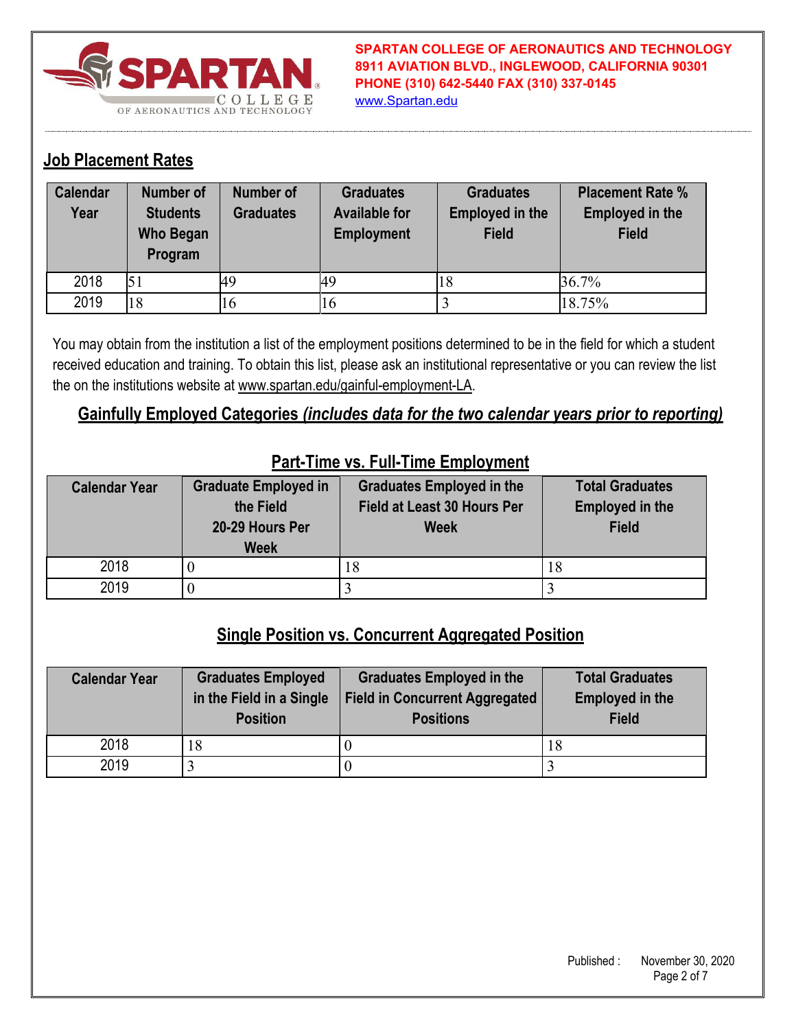## Job Placement Rates

| Calendar Year | Number of Students Who Began Program | Number of Graduates | Graduates Available for Employment | Graduates Employed in the Field | Placement Rate % Employed in the Field |
|---|---|---|---|---|---|
| 2018 | 51 | 49 | 49 | 18 | 36.7% |
| 2019 | 18 | 16 | 16 | 3 | 18.75% |

You may obtain from the institution a list of the employment positions determined to be in the field for which a student received education and training. To obtain this list, please ask an institutional representative or you can review the list the on the institutions website at www.spartan.edu/gainful-employment-LA.

## Gainfully Employed Categories *(includes data for the two calendar years prior to reporting)*

### Part-Time vs. Full-Time Employment

| Calendar Year | Graduate Employed in the Field 20-29 Hours Per Week | Graduates Employed in the Field at Least 30 Hours Per Week | Total Graduates Employed in the Field |
|---|---|---|---|
| 2018 | 0 | 18 | 18 |
| 2019 | 0 | 3 | 3 |

### Single Position vs. Concurrent Aggregated Position

| Calendar Year | Graduates Employed in the Field in a Single Position | Graduates Employed in the Field in Concurrent Aggregated Positions | Total Graduates Employed in the Field |
|---|---|---|---|
| 2018 | 18 | 0 | 18 |
| 2019 | 3 | 0 | 3 |

Published : November 30, 2020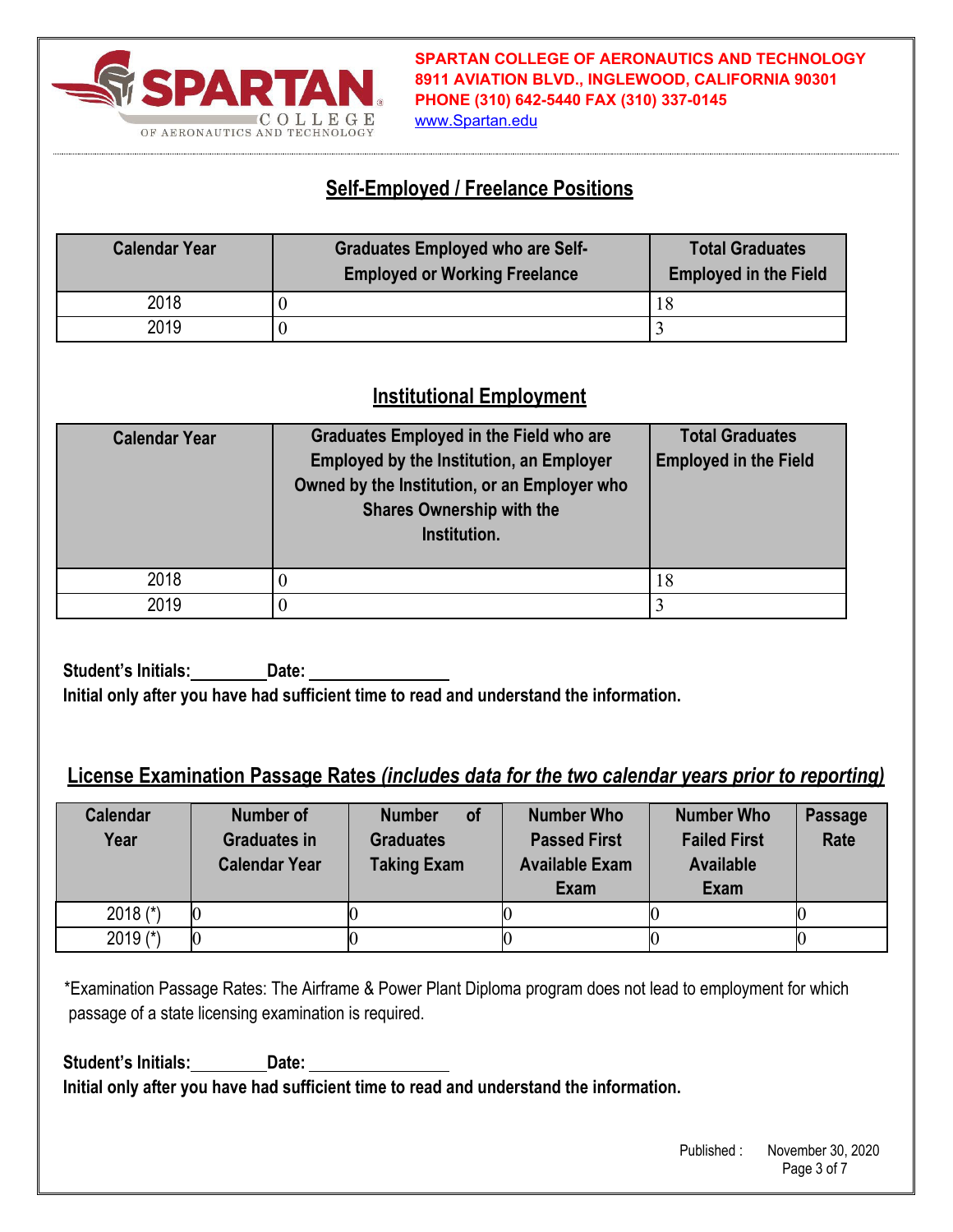SPARTAN COLLEGE OF AERONAUTICS AND TECHNOLOGY
8911 AVIATION BLVD., INGLEWOOD, CALIFORNIA 90301
PHONE (310) 642-5440 FAX (310) 337-0145
www.Spartan.edu

## Self-Employed / Freelance Positions

| Calendar Year | Graduates Employed who are Self-Employed or Working Freelance | Total Graduates Employed in the Field |
|---|---|---|
| 2018 | 0 | 18 |
| 2019 | 0 | 3 |

## Institutional Employment

| Calendar Year | Graduates Employed in the Field who are Employed by the Institution, an Employer Owned by the Institution, or an Employer who Shares Ownership with the Institution. | Total Graduates Employed in the Field |
|---|---|---|
| 2018 | 0 | 18 |
| 2019 | 0 | 3 |

**Student's Initials:\_\_\_\_\_\_\_\_\_Date: \_\_\_\_\_\_\_\_\_\_\_\_\_\_\_\_**
**Initial only after you have had sufficient time to read and understand the information.**

## License Examination Passage Rates *(includes data for the two calendar years prior to reporting)*

| Calendar Year | Number of Graduates in Calendar Year | Number of Graduates Taking Exam | Number Who Passed First Available Exam | Number Who Failed First Available Exam | Passage Rate |
|---|---|---|---|---|---|
| 2018 (*) | 0 | 0 | 0 | 0 | 0 |
| 2019 (*) | 0 | 0 | 0 | 0 | 0 |

*Examination Passage Rates: The Airframe & Power Plant Diploma program does not lead to employment for which passage of a state licensing examination is required.

**Student's Initials:\_\_\_\_\_\_\_\_\_Date: \_\_\_\_\_\_\_\_\_\_\_\_\_\_\_\_**
**Initial only after you have had sufficient time to read and understand the information.**

Published : November 30, 2020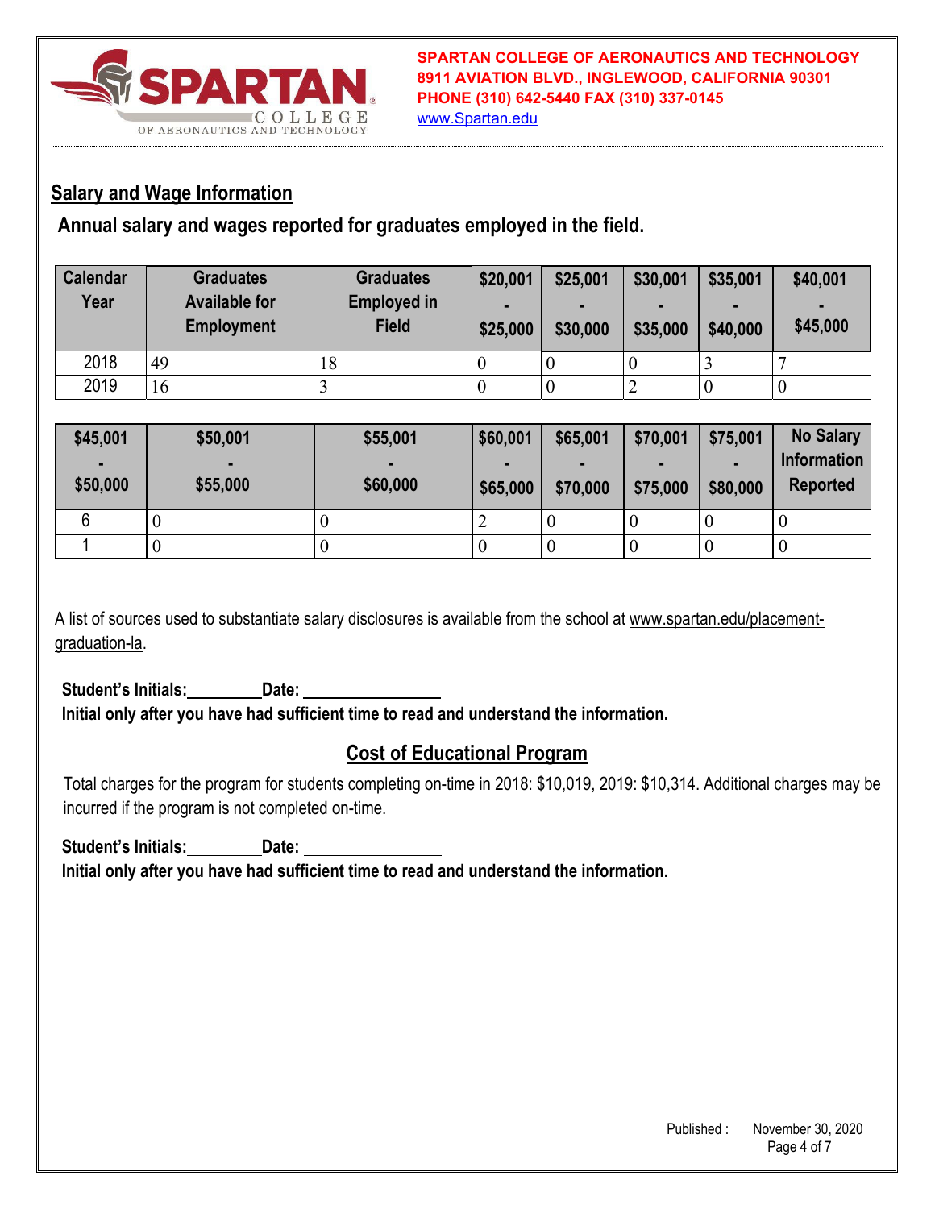SPARTAN COLLEGE OF AERONAUTICS AND TECHNOLOGY
8911 AVIATION BLVD., INGLEWOOD, CALIFORNIA 90301
PHONE (310) 642-5440 FAX (310) 337-0145
www.Spartan.edu

## Salary and Wage Information

### Annual salary and wages reported for graduates employed in the field.

| Calendar Year | Graduates Available for Employment | Graduates Employed in Field | $20,001 - $25,000 | $25,001 - $30,000 | $30,001 - $35,000 | $35,001 - $40,000 | $40,001 - $45,000 |
|---|---|---|---|---|---|---|---|
| 2018 | 49 | 18 | 0 | 0 | 0 | 3 | 7 |
| 2019 | 16 | 3 | 0 | 0 | 2 | 0 | 0 |

| $45,001 - $50,000 | $50,001 - $55,000 | $55,001 - $60,000 | $60,001 - $65,000 | $65,001 - $70,000 | $70,001 - $75,000 | $75,001 - $80,000 | No Salary Information Reported |
|---|---|---|---|---|---|---|---|
| 6 | 0 | 0 | 2 | 0 | 0 | 0 | 0 |
| 1 | 0 | 0 | 0 | 0 | 0 | 0 | 0 |

A list of sources used to substantiate salary disclosures is available from the school at www.spartan.edu/placement-graduation-la.

**Student's Initials:\_\_\_\_\_\_\_\_\_ Date: \_\_\_\_\_\_\_\_\_\_\_\_\_\_\_\_**
**Initial only after you have had sufficient time to read and understand the information.**

## Cost of Educational Program

Total charges for the program for students completing on-time in 2018: $10,019, 2019: $10,314. Additional charges may be incurred if the program is not completed on-time.

**Student's Initials:\_\_\_\_\_\_\_\_\_ Date: \_\_\_\_\_\_\_\_\_\_\_\_\_\_\_\_**
**Initial only after you have had sufficient time to read and understand the information.**

Published : November 30, 2020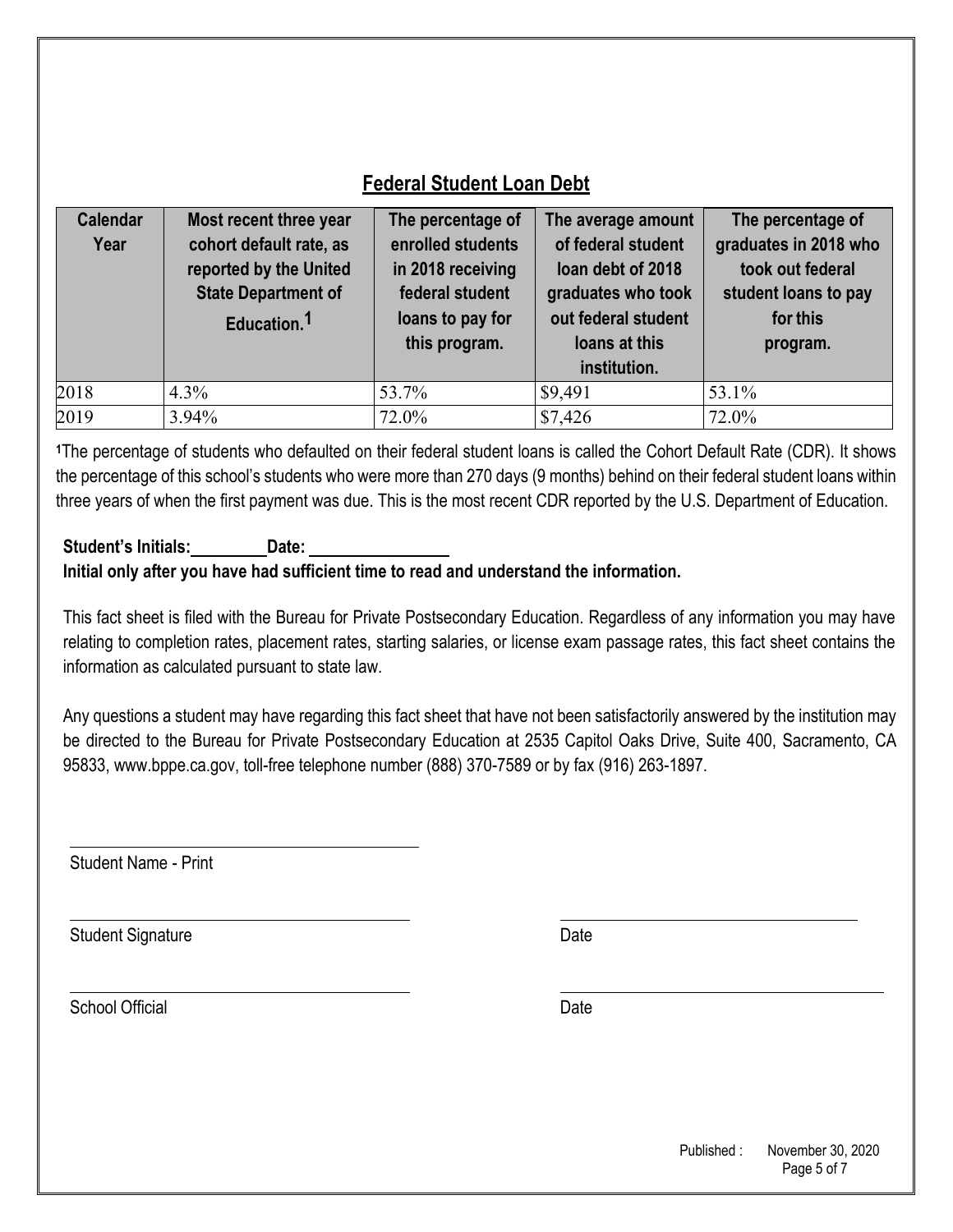## Federal Student Loan Debt

| Calendar Year | Most recent three year cohort default rate, as reported by the United State Department of Education.[1] | The percentage of enrolled students in 2018 receiving federal student loans to pay for this program. | The average amount of federal student loan debt of 2018 graduates who took out federal student loans at this institution. | The percentage of graduates in 2018 who took out federal student loans to pay for this program. |
|---|---|---|---|---|
| 2018 | 4.3% | 53.7% | $9,491 | 53.1% |
| 2019 | 3.94% | 72.0% | $7,426 | 72.0% |

[1]The percentage of students who defaulted on their federal student loans is called the Cohort Default Rate (CDR). It shows the percentage of this school's students who were more than 270 days (9 months) behind on their federal student loans within three years of when the first payment was due. This is the most recent CDR reported by the U.S. Department of Education.

**Student's Initials:\_\_\_\_\_\_\_\_ Date: \_\_\_\_\_\_\_\_\_\_\_\_\_\_\_**

**Initial only after you have had sufficient time to read and understand the information.**

This fact sheet is filed with the Bureau for Private Postsecondary Education. Regardless of any information you may have relating to completion rates, placement rates, starting salaries, or license exam passage rates, this fact sheet contains the information as calculated pursuant to state law.

Any questions a student may have regarding this fact sheet that have not been satisfactorily answered by the institution may be directed to the Bureau for Private Postsecondary Education at 2535 Capitol Oaks Drive, Suite 400, Sacramento, CA 95833, www.bppe.ca.gov, toll-free telephone number (888) 370-7589 or by fax (916) 263-1897.

\_\_\_\_\_\_\_\_\_\_\_\_\_\_\_\_\_\_\_\_\_\_\_\_\_\_\_\_\_\_\_\_\_\_\_\_

Student Name - Print

\_\_\_\_\_\_\_\_\_\_\_\_\_\_\_\_\_\_\_\_\_\_\_\_\_\_\_\_\_\_\_\_\_\_\_\_ \_\_\_\_\_\_\_\_\_\_\_\_\_\_\_\_\_\_\_\_\_\_\_\_\_\_\_\_\_\_

Student Signature Date

\_\_\_\_\_\_\_\_\_\_\_\_\_\_\_\_\_\_\_\_\_\_\_\_\_\_\_\_\_\_\_\_\_\_\_\_ \_\_\_\_\_\_\_\_\_\_\_\_\_\_\_\_\_\_\_\_\_\_\_\_\_\_\_\_\_\_

School Official Date

Published : November 30, 2020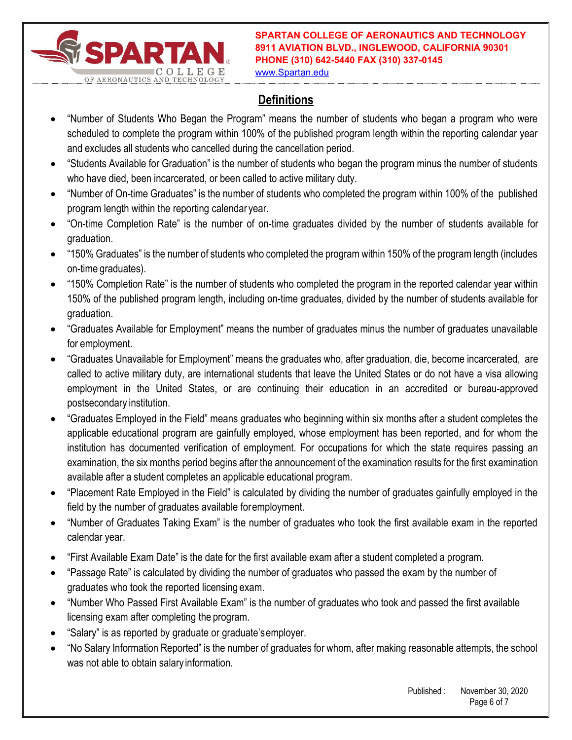## Definitions

- "Number of Students Who Began the Program" means the number of students who began a program who were scheduled to complete the program within 100% of the published program length within the reporting calendar year and excludes all students who cancelled during the cancellation period.
- "Students Available for Graduation" is the number of students who began the program minus the number of students who have died, been incarcerated, or been called to active military duty.
- "Number of On-time Graduates" is the number of students who completed the program within 100% of the published program length within the reporting calendar year.
- "On-time Completion Rate" is the number of on-time graduates divided by the number of students available for graduation.
- "150% Graduates" is the number of students who completed the program within 150% of the program length (includes on-time graduates).
- "150% Completion Rate" is the number of students who completed the program in the reported calendar year within 150% of the published program length, including on-time graduates, divided by the number of students available for graduation.
- "Graduates Available for Employment" means the number of graduates minus the number of graduates unavailable for employment.
- "Graduates Unavailable for Employment" means the graduates who, after graduation, die, become incarcerated, are called to active military duty, are international students that leave the United States or do not have a visa allowing employment in the United States, or are continuing their education in an accredited or bureau-approved postsecondary institution.
- "Graduates Employed in the Field" means graduates who beginning within six months after a student completes the applicable educational program are gainfully employed, whose employment has been reported, and for whom the institution has documented verification of employment. For occupations for which the state requires passing an examination, the six months period begins after the announcement of the examination results for the first examination available after a student completes an applicable educational program.
- "Placement Rate Employed in the Field" is calculated by dividing the number of graduates gainfully employed in the field by the number of graduates available for employment.
- "Number of Graduates Taking Exam" is the number of graduates who took the first available exam in the reported calendar year.
- "First Available Exam Date" is the date for the first available exam after a student completed a program.
- "Passage Rate" is calculated by dividing the number of graduates who passed the exam by the number of graduates who took the reported licensing exam.
- "Number Who Passed First Available Exam" is the number of graduates who took and passed the first available licensing exam after completing the program.
- "Salary" is as reported by graduate or graduate's employer.
- "No Salary Information Reported" is the number of graduates for whom, after making reasonable attempts, the school was not able to obtain salary information.

Published : November 30, 2020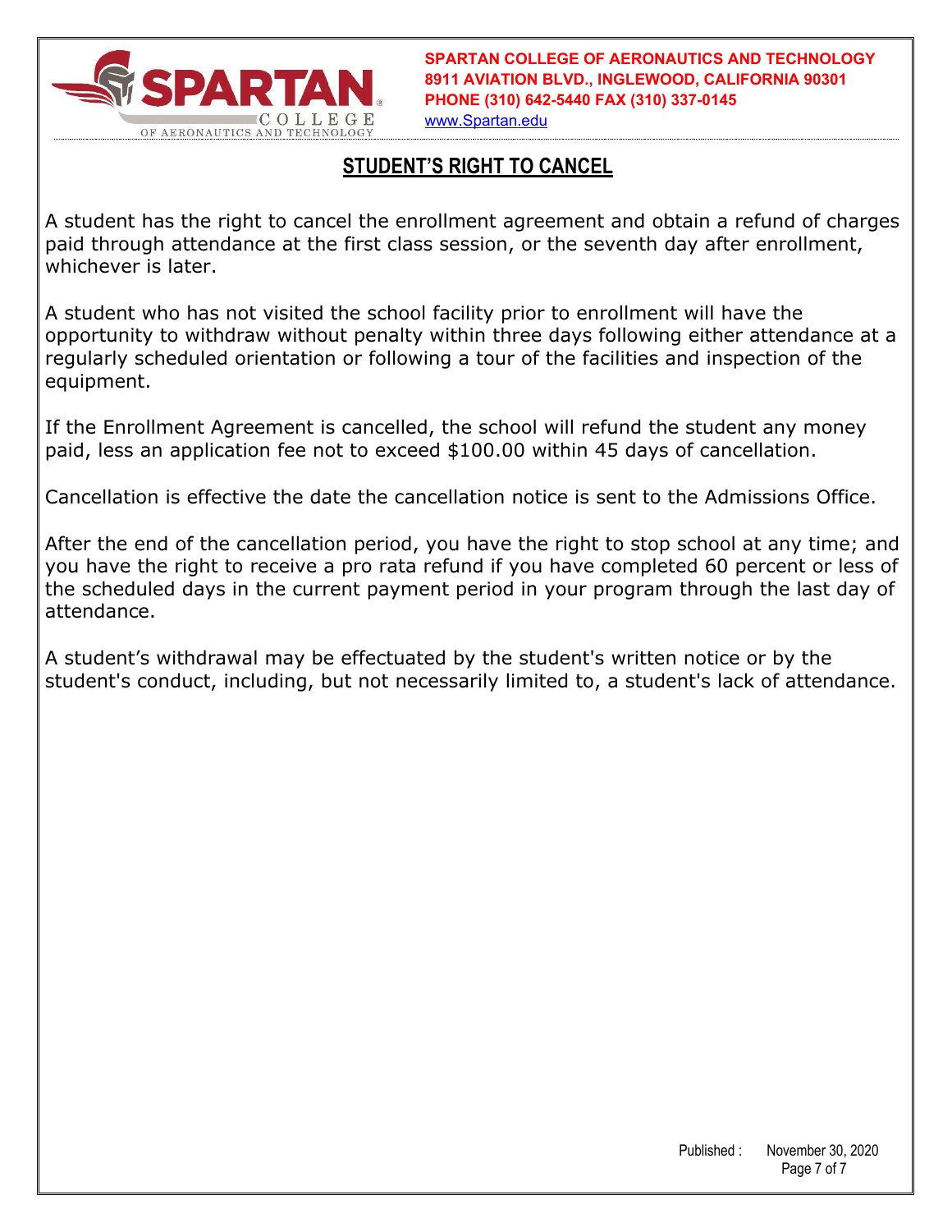SPARTAN COLLEGE OF AERONAUTICS AND TECHNOLOGY
8911 AVIATION BLVD., INGLEWOOD, CALIFORNIA 90301
PHONE (310) 642-5440 FAX (310) 337-0145
www.Spartan.edu

# STUDENT'S RIGHT TO CANCEL

A student has the right to cancel the enrollment agreement and obtain a refund of charges paid through attendance at the first class session, or the seventh day after enrollment, whichever is later.

A student who has not visited the school facility prior to enrollment will have the opportunity to withdraw without penalty within three days following either attendance at a regularly scheduled orientation or following a tour of the facilities and inspection of the equipment.

If the Enrollment Agreement is cancelled, the school will refund the student any money paid, less an application fee not to exceed $100.00 within 45 days of cancellation.

Cancellation is effective the date the cancellation notice is sent to the Admissions Office.

After the end of the cancellation period, you have the right to stop school at any time; and you have the right to receive a pro rata refund if you have completed 60 percent or less of the scheduled days in the current payment period in your program through the last day of attendance.

A student's withdrawal may be effectuated by the student's written notice or by the student's conduct, including, but not necessarily limited to, a student's lack of attendance.

Published : November 30, 2020